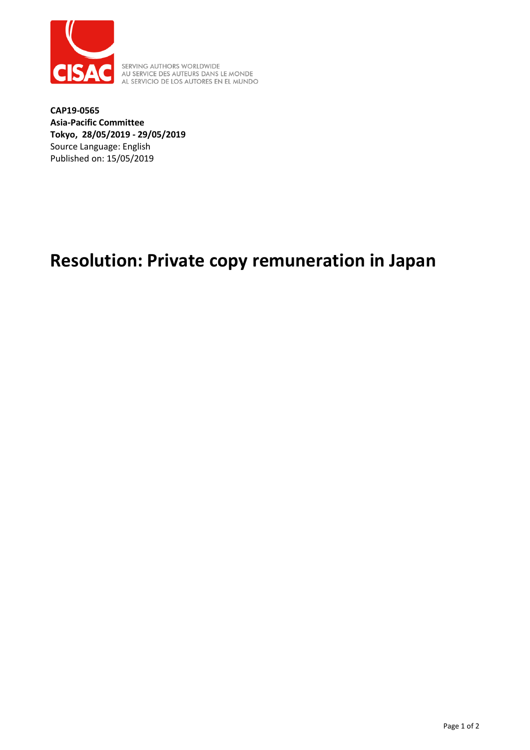SERVING AUTHORS WORLDWIDE
AU SERVICE DES AUTEURS DANS LE MONDE
AL SERVICIO DE LOS AUTORES EN EL MUNDO

**CAP19-0565**
**Asia-Pacific Committee**
**Tokyo, 28/05/2019 - 29/05/2019**
Source Language: English
Published on: 15/05/2019

# Resolution: Private copy remuneration in Japan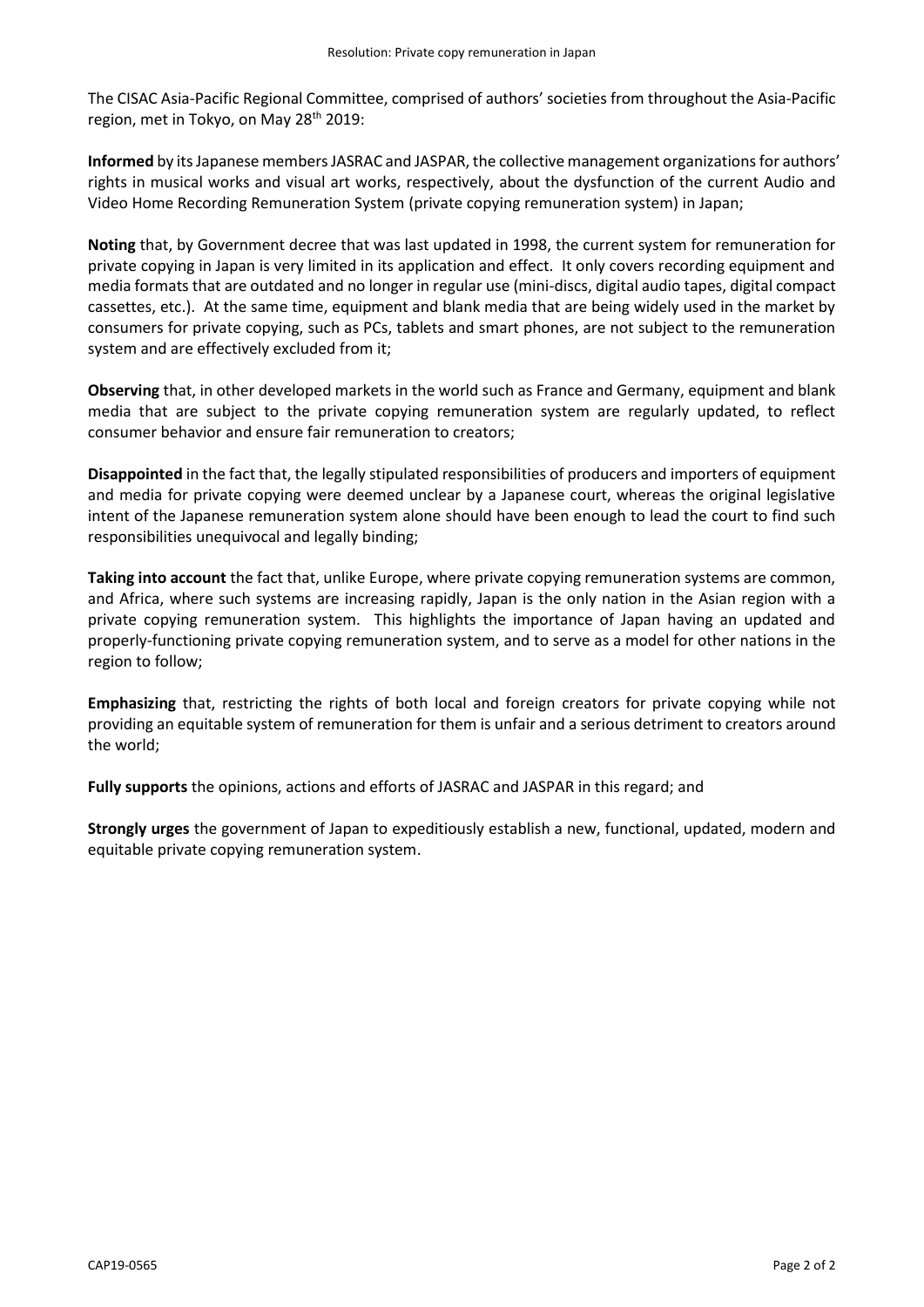The CISAC Asia-Pacific Regional Committee, comprised of authors' societies from throughout the Asia-Pacific region, met in Tokyo, on May 28th 2019:

**Informed** by its Japanese members JASRAC and JASPAR, the collective management organizations for authors' rights in musical works and visual art works, respectively, about the dysfunction of the current Audio and Video Home Recording Remuneration System (private copying remuneration system) in Japan;

**Noting** that, by Government decree that was last updated in 1998, the current system for remuneration for private copying in Japan is very limited in its application and effect. It only covers recording equipment and media formats that are outdated and no longer in regular use (mini-discs, digital audio tapes, digital compact cassettes, etc.). At the same time, equipment and blank media that are being widely used in the market by consumers for private copying, such as PCs, tablets and smart phones, are not subject to the remuneration system and are effectively excluded from it;

**Observing** that, in other developed markets in the world such as France and Germany, equipment and blank media that are subject to the private copying remuneration system are regularly updated, to reflect consumer behavior and ensure fair remuneration to creators;

**Disappointed** in the fact that, the legally stipulated responsibilities of producers and importers of equipment and media for private copying were deemed unclear by a Japanese court, whereas the original legislative intent of the Japanese remuneration system alone should have been enough to lead the court to find such responsibilities unequivocal and legally binding;

**Taking into account** the fact that, unlike Europe, where private copying remuneration systems are common, and Africa, where such systems are increasing rapidly, Japan is the only nation in the Asian region with a private copying remuneration system. This highlights the importance of Japan having an updated and properly-functioning private copying remuneration system, and to serve as a model for other nations in the region to follow;

**Emphasizing** that, restricting the rights of both local and foreign creators for private copying while not providing an equitable system of remuneration for them is unfair and a serious detriment to creators around the world;

**Fully supports** the opinions, actions and efforts of JASRAC and JASPAR in this regard; and

**Strongly urges** the government of Japan to expeditiously establish a new, functional, updated, modern and equitable private copying remuneration system.

CAP19-0565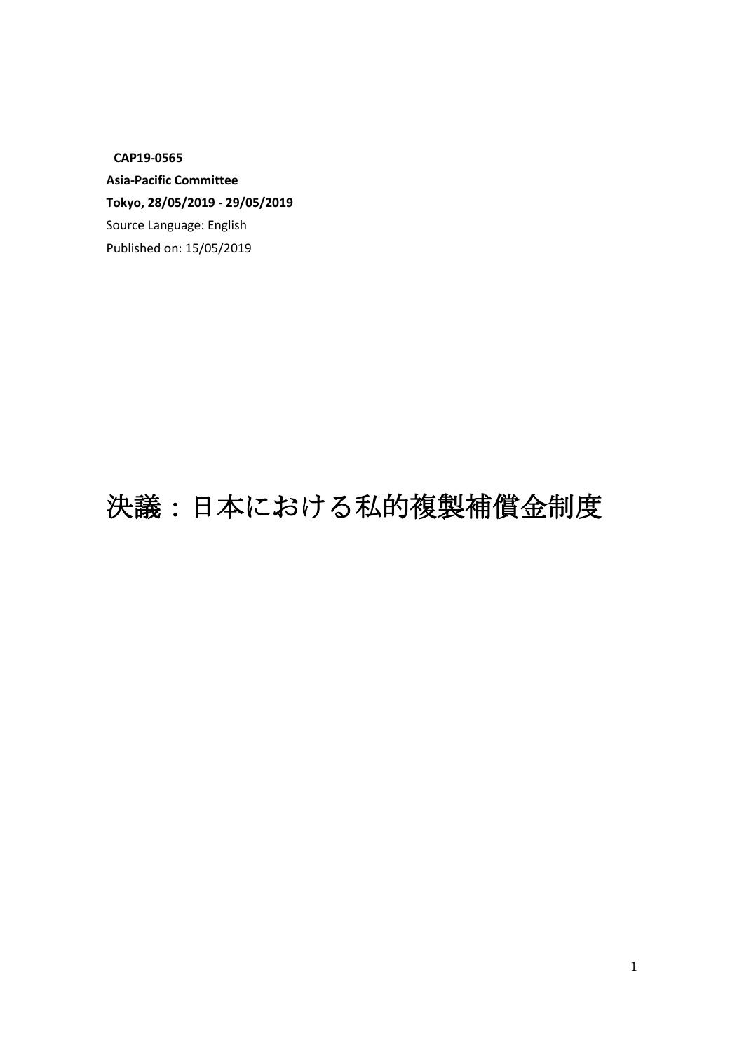**CAP19-0565**
**Asia-Pacific Committee**
**Tokyo, 28/05/2019 - 29/05/2019**
Source Language: English
Published on: 15/05/2019

# 決議：日本における私的複製補償金制度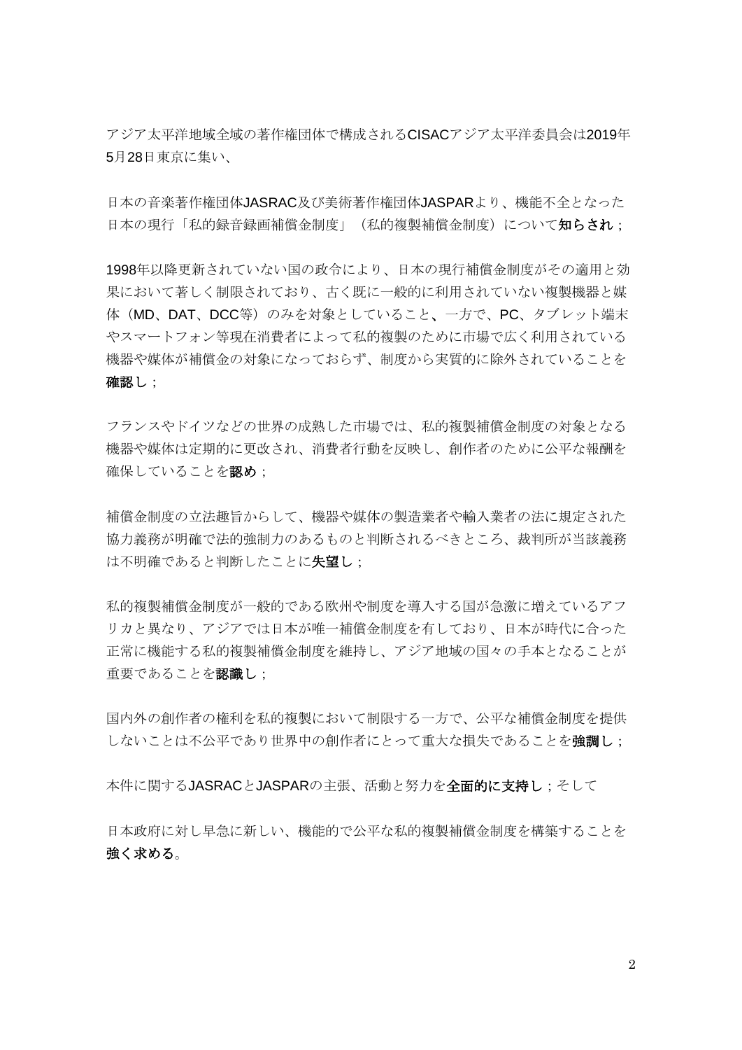アジア太平洋地域全域の著作権団体で構成されるCISACアジア太平洋委員会は2019年5月28日東京に集い、

日本の音楽著作権団体JASRAC及び美術著作権団体JASPARより、機能不全となった日本の現行「私的録音録画補償金制度」（私的複製補償金制度）について**知らされ**；

1998年以降更新されていない国の政令により、日本の現行補償金制度がその適用と効果において著しく制限されており、古く既に一般的に利用されていない複製機器と媒体（MD、DAT、DCC等）のみを対象としていること、一方で、PC、タブレット端末やスマートフォン等現在消費者によって私的複製のために市場で広く利用されている機器や媒体が補償金の対象になっておらず、制度から実質的に除外されていることを**確認し**；

フランスやドイツなどの世界の成熟した市場では、私的複製補償金制度の対象となる機器や媒体は定期的に更改され、消費者行動を反映し、創作者のために公平な報酬を確保していることを**認め**；

補償金制度の立法趣旨からして、機器や媒体の製造業者や輸入業者の法に規定された協力義務が明確で法的強制力のあるものと判断されるべきところ、裁判所が当該義務は不明確であると判断したことに**失望し**；

私的複製補償金制度が一般的である欧州や制度を導入する国が急激に増えているアフリカと異なり、アジアでは日本が唯一補償金制度を有しており、日本が時代に合った正常に機能する私的複製補償金制度を維持し、アジア地域の国々の手本となることが重要であることを**認識し**；

国内外の創作者の権利を私的複製において制限する一方で、公平な補償金制度を提供しないことは不公平であり世界中の創作者にとって重大な損失であることを**強調し**；

本件に関するJASRACとJASPARの主張、活動と努力を**全面的に支持し**；そして

日本政府に対し早急に新しい、機能的で公平な私的複製補償金制度を構築することを**強く求める**。